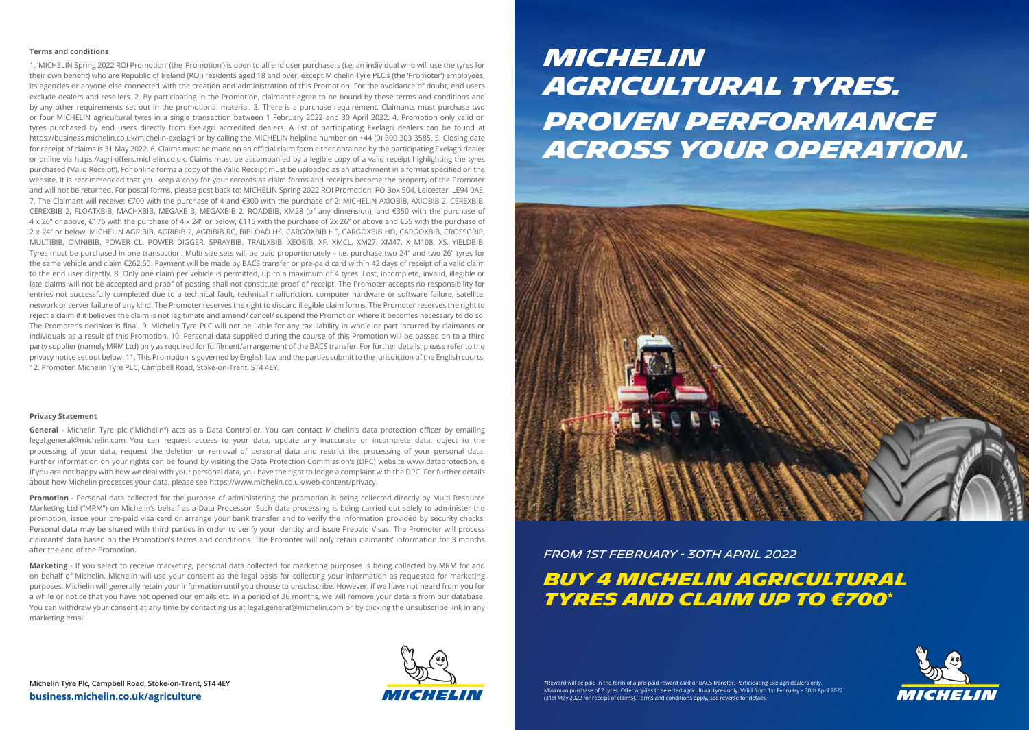**Terms and conditions**

1. 'MICHELIN Spring 2022 ROI Promotion' (the 'Promotion') is open to all end user purchasers (i.e. an individual who will use the tyres for their own benefit) who are Republic of Ireland (ROI) residents aged 18 and over, except Michelin Tyre PLC's (the 'Promoter') employees, its agencies or anyone else connected with the creation and administration of this Promotion. For the avoidance of doubt, end users exclude dealers and resellers. 2. By participating in the Promotion, claimants agree to be bound by these terms and conditions and by any other requirements set out in the promotional material. 3. There is a purchase requirement. Claimants must purchase two or four MICHELIN agricultural tyres in a single transaction between 1 February 2022 and 30 April 2022. 4. Promotion only valid on tyres purchased by end users directly from Exelagri accredited dealers. A list of participating Exelagri dealers can be found at https://business.michelin.co.uk/michelin-exelagri or by calling the MICHELIN helpline number on +44 (0) 300 303 3585. 5. Closing date for receipt of claims is 31 May 2022. 6. Claims must be made on an official claim form either obtained by the participating Exelagri dealer or online via https://agri-offers.michelin.co.uk. Claims must be accompanied by a legible copy of a valid receipt highlighting the tyres purchased ('Valid Receipt'). For online forms a copy of the Valid Receipt must be uploaded as an attachment in a format specified on the website. It is recommended that you keep a copy for your records as claim forms and receipts become the property of the Promoter and will not be returned. For postal forms, please post back to: MICHELIN Spring 2022 ROI Promotion, PO Box 504, Leicester, LE94 0AE. 7. The Claimant will receive: €700 with the purchase of 4 and €300 with the purchase of 2: MICHELIN AXIOBIB, AXIOBIB 2, CEREXBIB, CEREXBIB 2, FLOATXBIB, MACHXBIB, MEGAXBIB, MEGAXBIB 2, ROADBIB, XM28 (of any dimension); and €350 with the purchase of 4 x 26" or above, €175 with the purchase of 4 x 24" or below, €115 with the purchase of 2x 26" or above and €55 with the purchase of 2 x 24" or below: MICHELIN AGRIBIB, AGRIBIB 2, AGRIBIB RC, BIBLOAD HS, CARGOXBIB HF, CARGOXBIB HD, CARGOXBIB, CROSSGRIP, MULTIBIB, OMNIBIB, POWER CL, POWER DIGGER, SPRAYBIB, TRAILXBIB, XEOBIB, XF, XMCL, XM27, XM47, X M108, XS, YIELDBIB. Tyres must be purchased in one transaction. Multi size sets will be paid proportionately – i.e. purchase two 24" and two 26" tyres for the same vehicle and claim €262.50. Payment will be made by BACS transfer or pre-paid card within 42 days of receipt of a valid claim to the end user directly. 8. Only one claim per vehicle is permitted, up to a maximum of 4 tyres. Lost, incomplete, invalid, illegible or late claims will not be accepted and proof of posting shall not constitute proof of receipt. The Promoter accepts no responsibility for entries not successfully completed due to a technical fault, technical malfunction, computer hardware or software failure, satellite, network or server failure of any kind. The Promoter reserves the right to discard illegible claim forms. The Promoter reserves the right to reject a claim if it believes the claim is not legitimate and amend/ cancel/ suspend the Promotion where it becomes necessary to do so. The Promoter's decision is final. 9. Michelin Tyre PLC will not be liable for any tax liability in whole or part incurred by claimants or individuals as a result of this Promotion. 10. Personal data supplied during the course of this Promotion will be passed on to a third party supplier (namely MRM Ltd) only as required for fulfilment/arrangement of the BACS transfer. For further details, please refer to the privacy notice set out below. 11. This Promotion is governed by English law and the parties submit to the jurisdiction of the English courts. 12. Promoter: Michelin Tyre PLC, Campbell Road, Stoke-on-Trent, ST4 4EY.

**Privacy Statement**

**General** - Michelin Tyre plc ("Michelin") acts as a Data Controller. You can contact Michelin's data protection officer by emailing legal.general@michelin.com. You can request access to your data, update any inaccurate or incomplete data, object to the processing of your data, request the deletion or removal of personal data and restrict the processing of your personal data. Further information on your rights can be found by visiting the Data Protection Commission's (DPC) website www.dataprotection.ie If you are not happy with how we deal with your personal data, you have the right to lodge a complaint with the DPC. For further details about how Michelin processes your data, please see https://www.michelin.co.uk/web-content/privacy.

**Promotion** - Personal data collected for the purpose of administering the promotion is being collected directly by Multi Resource Marketing Ltd ("MRM") on Michelin's behalf as a Data Processor. Such data processing is being carried out solely to administer the promotion, issue your pre-paid visa card or arrange your bank transfer and to verify the information provided by security checks. Personal data may be shared with third parties in order to verify your identity and issue Prepaid Visas. The Promoter will process claimants' data based on the Promotion's terms and conditions. The Promoter will only retain claimants' information for 3 months after the end of the Promotion.

**Marketing** - If you select to receive marketing, personal data collected for marketing purposes is being collected by MRM for and on behalf of Michelin. Michelin will use your consent as the legal basis for collecting your information as requested for marketing purposes. Michelin will generally retain your information until you choose to unsubscribe. However, if we have not heard from you for a while or notice that you have not opened our emails etc. in a period of 36 months, we will remove your details from our database. You can withdraw your consent at any time by contacting us at legal.general@michelin.com or by clicking the unsubscribe link in any marketing email.

**Michelin Tyre Plc, Campbell Road, Stoke-on-Trent, ST4 4EY**
**business.michelin.co.uk/agriculture**

MICHELIN

# *MICHELIN AGRICULTURAL TYRES.*
# *PROVEN PERFORMANCE ACROSS YOUR OPERATION.*

*FROM 1ST FEBRUARY - 30TH APRIL 2022*

## *BUY 4 MICHELIN AGRICULTURAL TYRES AND CLAIM UP TO €700\**

*Reward will be paid in the form of a pre-paid reward card or BACS transfer. Participating Exelagri dealers only. Minimum purchase of 2 tyres. Offer applies to selected agricultural tyres only. Valid from 1st February – 30th April 2022 (31st May 2022 for receipt of claims). Terms and conditions apply, see reverse for details.

MICHELIN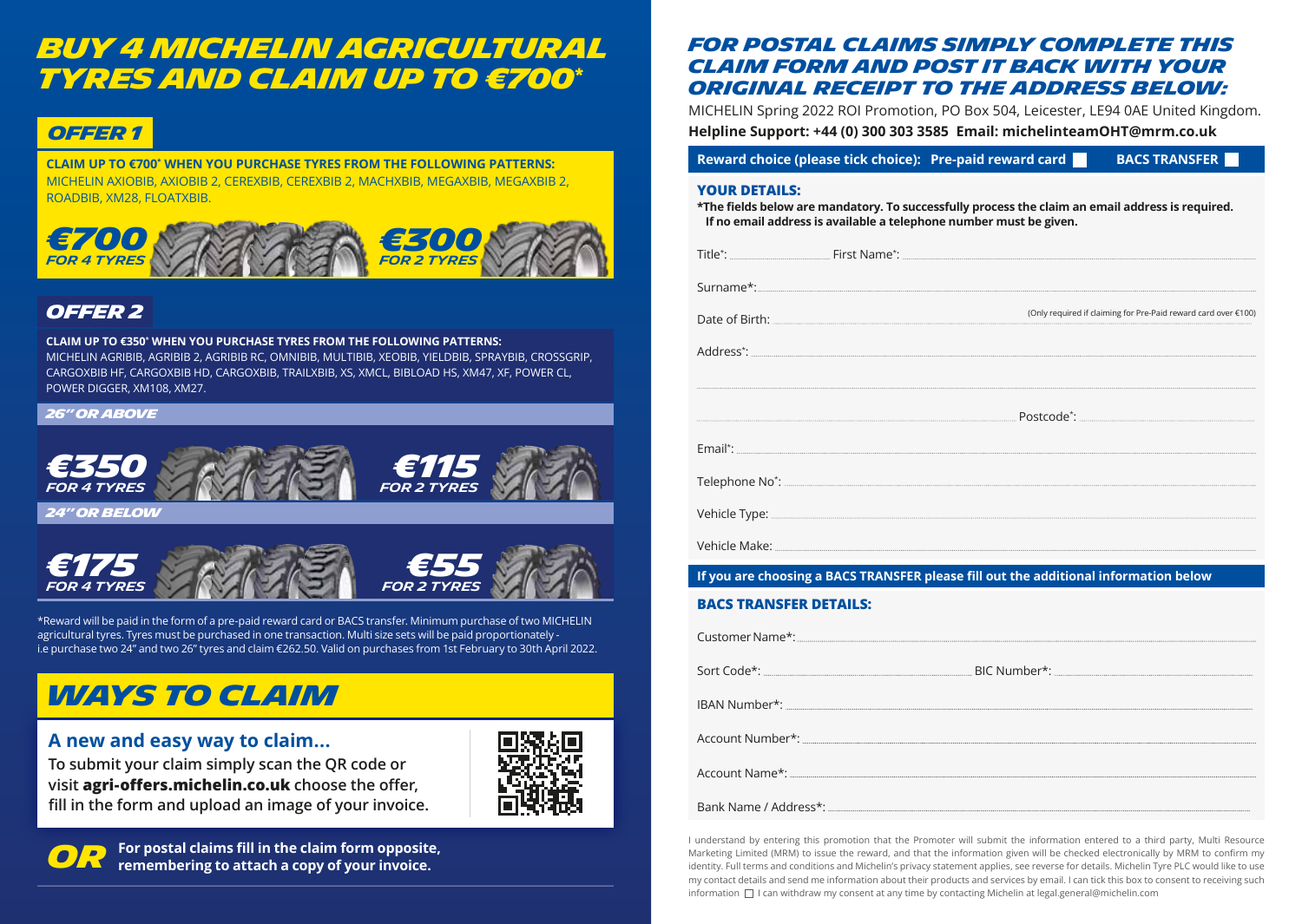# BUY 4 MICHELIN AGRICULTURAL TYRES AND CLAIM UP TO €700*

## OFFER 1

**CLAIM UP TO €700* WHEN YOU PURCHASE TYRES FROM THE FOLLOWING PATTERNS:**
MICHELIN AXIOBIB, AXIOBIB 2, CEREXBIB, CEREXBIB 2, MACHXBIB, MEGAXBIB, MEGAXBIB 2, ROADBIB, XM28, FLOATXBIB.

**€700** *FOR 4 TYRES*

**€300** *FOR 2 TYRES*

## OFFER 2

**CLAIM UP TO €350* WHEN YOU PURCHASE TYRES FROM THE FOLLOWING PATTERNS:**
MICHELIN AGRIBIB, AGRIBIB 2, AGRIBIB RC, OMNIBIB, MULTIBIB, XEOBIB, YIELDBIB, SPRAYBIB, CROSSGRIP, CARGOXBIB HF, CARGOXBIB HD, CARGOXBIB, TRAILXBIB, XS, XMCL, BIBLOAD HS, XM47, XF, POWER CL, POWER DIGGER, XM108, XM27.

### 26" OR ABOVE

**€350** *FOR 4 TYRES*

**€115** *FOR 2 TYRES*

### 24" OR BELOW

**€175** *FOR 4 TYRES*

**€55** *FOR 2 TYRES*

*Reward will be paid in the form of a pre-paid reward card or BACS transfer. Minimum purchase of two MICHELIN agricultural tyres. Tyres must be purchased in one transaction. Multi size sets will be paid proportionately - i.e purchase two 24" and two 26" tyres and claim €262.50. Valid on purchases from 1st February to 30th April 2022.

## WAYS TO CLAIM

### A new and easy way to claim...

**To submit your claim simply scan the QR code or visit agri-offers.michelin.co.uk choose the offer, fill in the form and upload an image of your invoice.**

**OR** **For postal claims fill in the claim form opposite, remembering to attach a copy of your invoice.**

## FOR POSTAL CLAIMS SIMPLY COMPLETE THIS CLAIM FORM AND POST IT BACK WITH YOUR ORIGINAL RECEIPT TO THE ADDRESS BELOW:

MICHELIN Spring 2022 ROI Promotion, PO Box 504, Leicester, LE94 0AE United Kingdom.
**Helpline Support: +44 (0) 300 303 3585 Email: michelinteamOHT@mrm.co.uk**

**Reward choice (please tick choice): Pre-paid reward card ☐ BACS TRANSFER ☐**

### YOUR DETAILS:

**\*The fields below are mandatory. To successfully process the claim an email address is required. If no email address is available a telephone number must be given.**

Title*: ............ First Name*: ............

Surname*: ............

Date of Birth: ............ (Only required if claiming for Pre-Paid reward card over €100)

Address*: ............

............

............ Postcode*: ............

Email*: ............

Telephone No*: ............

Vehicle Type: ............

Vehicle Make: ............

**If you are choosing a BACS TRANSFER please fill out the additional information below**

### BACS TRANSFER DETAILS:

Customer Name*: ............

Sort Code*: ............ BIC Number*: ............

IBAN Number*: ............

Account Number*: ............

Account Name*: ............

Bank Name / Address*: ............

I understand by entering this promotion that the Promoter will submit the information entered to a third party, Multi Resource Marketing Limited (MRM) to issue the reward, and that the information given will be checked electronically by MRM to confirm my identity. Full terms and conditions and Michelin's privacy statement applies, see reverse for details. Michelin Tyre PLC would like to use my contact details and send me information about their products and services by email. I can tick this box to consent to receiving such information ☐ I can withdraw my consent at any time by contacting Michelin at legal.general@michelin.com